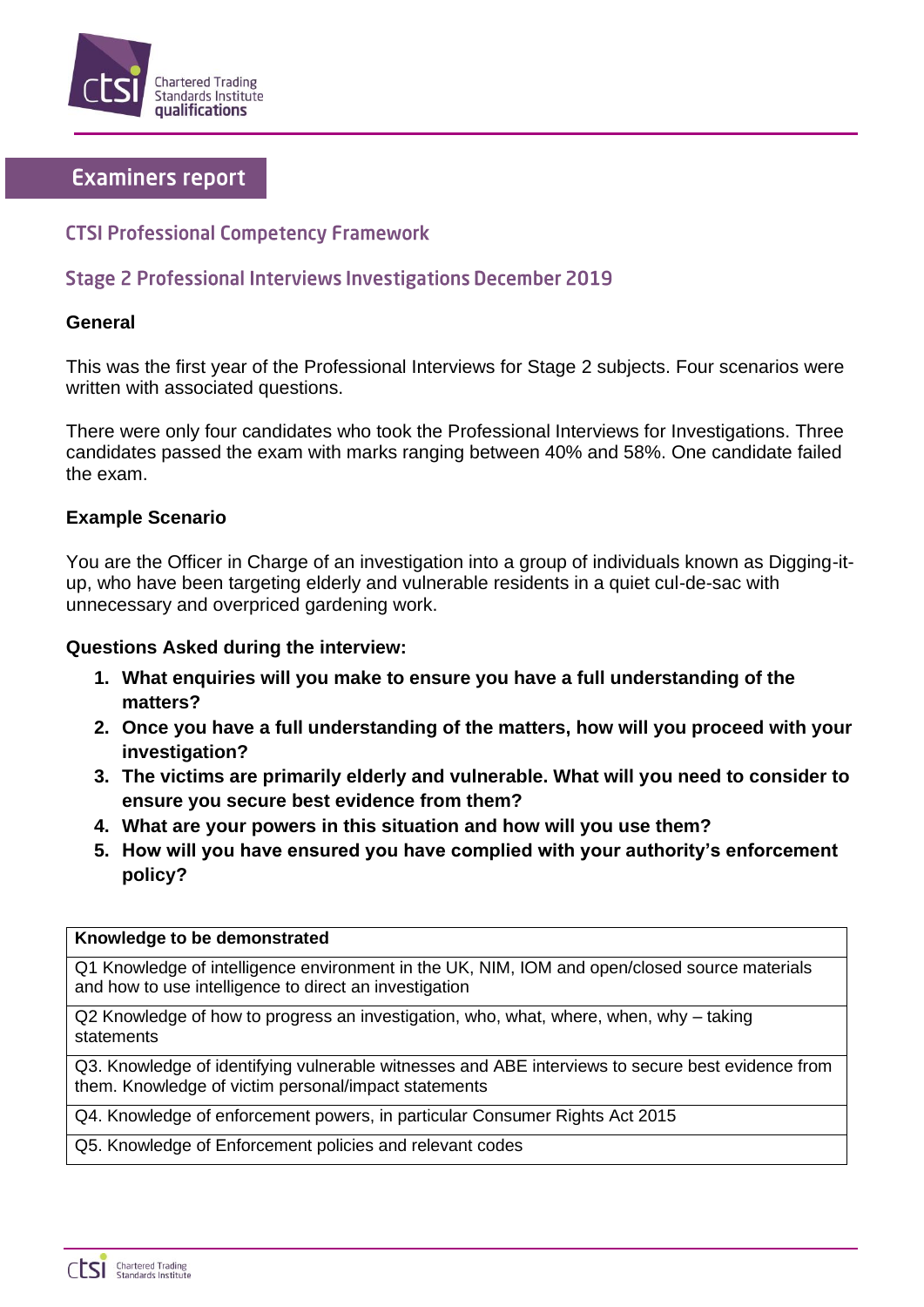# Examiners report

## CTSI Professional Competency Framework

## Stage 2 Professional Interviews Investigations December 2019

**General**

This was the first year of the Professional Interviews for Stage 2 subjects. Four scenarios were written with associated questions.

There were only four candidates who took the Professional Interviews for Investigations. Three candidates passed the exam with marks ranging between 40% and 58%. One candidate failed the exam.

**Example Scenario**

You are the Officer in Charge of an investigation into a group of individuals known as Digging-it-up, who have been targeting elderly and vulnerable residents in a quiet cul-de-sac with unnecessary and overpriced gardening work.

**Questions Asked during the interview:**

1. **What enquiries will you make to ensure you have a full understanding of the matters?**
2. **Once you have a full understanding of the matters, how will you proceed with your investigation?**
3. **The victims are primarily elderly and vulnerable. What will you need to consider to ensure you secure best evidence from them?**
4. **What are your powers in this situation and how will you use them?**
5. **How will you have ensured you have complied with your authority's enforcement policy?**

| Knowledge to be demonstrated |
|---|
| Q1 Knowledge of intelligence environment in the UK, NIM, IOM and open/closed source materials and how to use intelligence to direct an investigation |
| Q2 Knowledge of how to progress an investigation, who, what, where, when, why – taking statements |
| Q3. Knowledge of identifying vulnerable witnesses and ABE interviews to secure best evidence from them. Knowledge of victim personal/impact statements |
| Q4. Knowledge of enforcement powers, in particular Consumer Rights Act 2015 |
| Q5. Knowledge of Enforcement policies and relevant codes |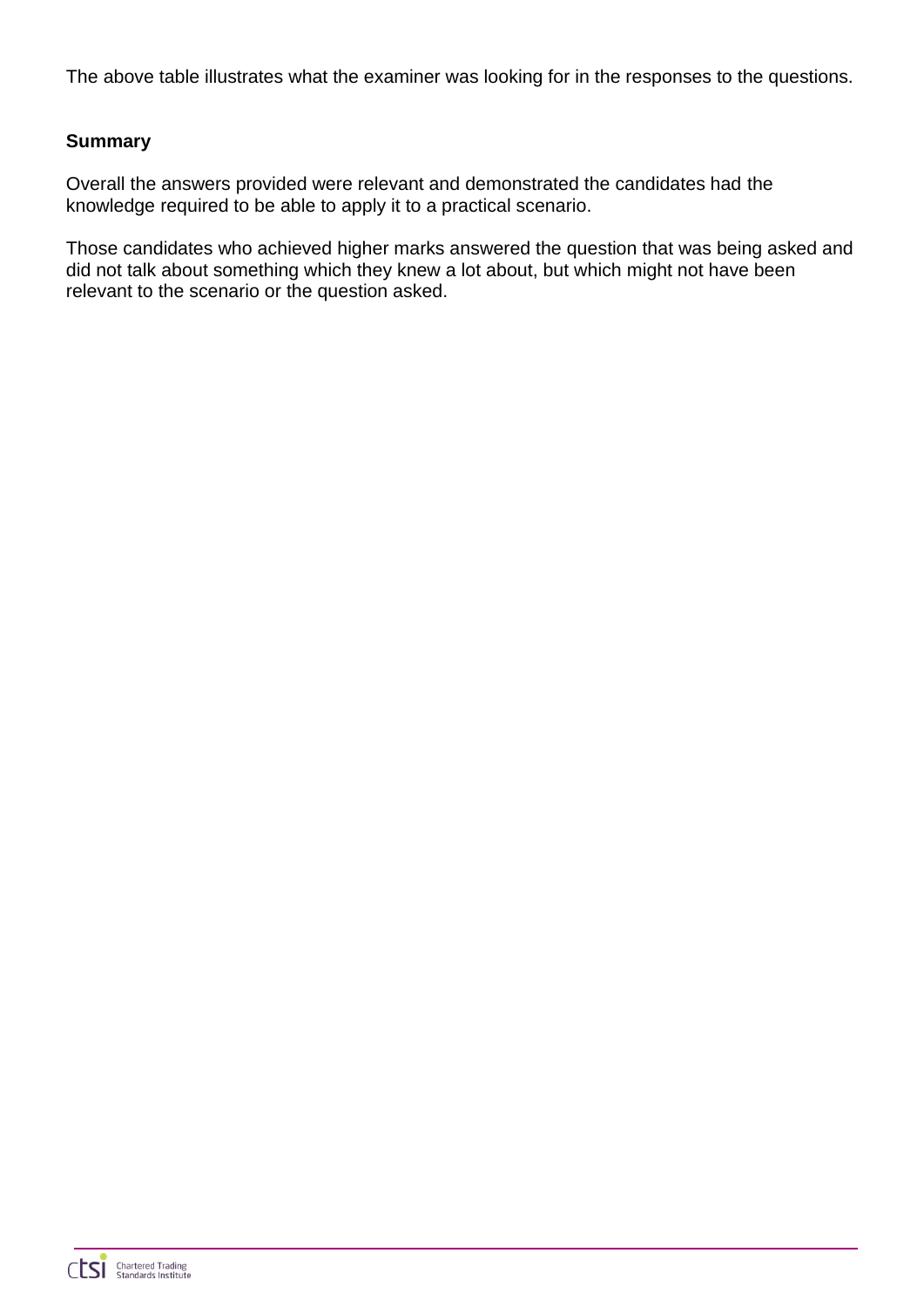The above table illustrates what the examiner was looking for in the responses to the questions.

**Summary**

Overall the answers provided were relevant and demonstrated the candidates had the knowledge required to be able to apply it to a practical scenario.

Those candidates who achieved higher marks answered the question that was being asked and did not talk about something which they knew a lot about, but which might not have been relevant to the scenario or the question asked.